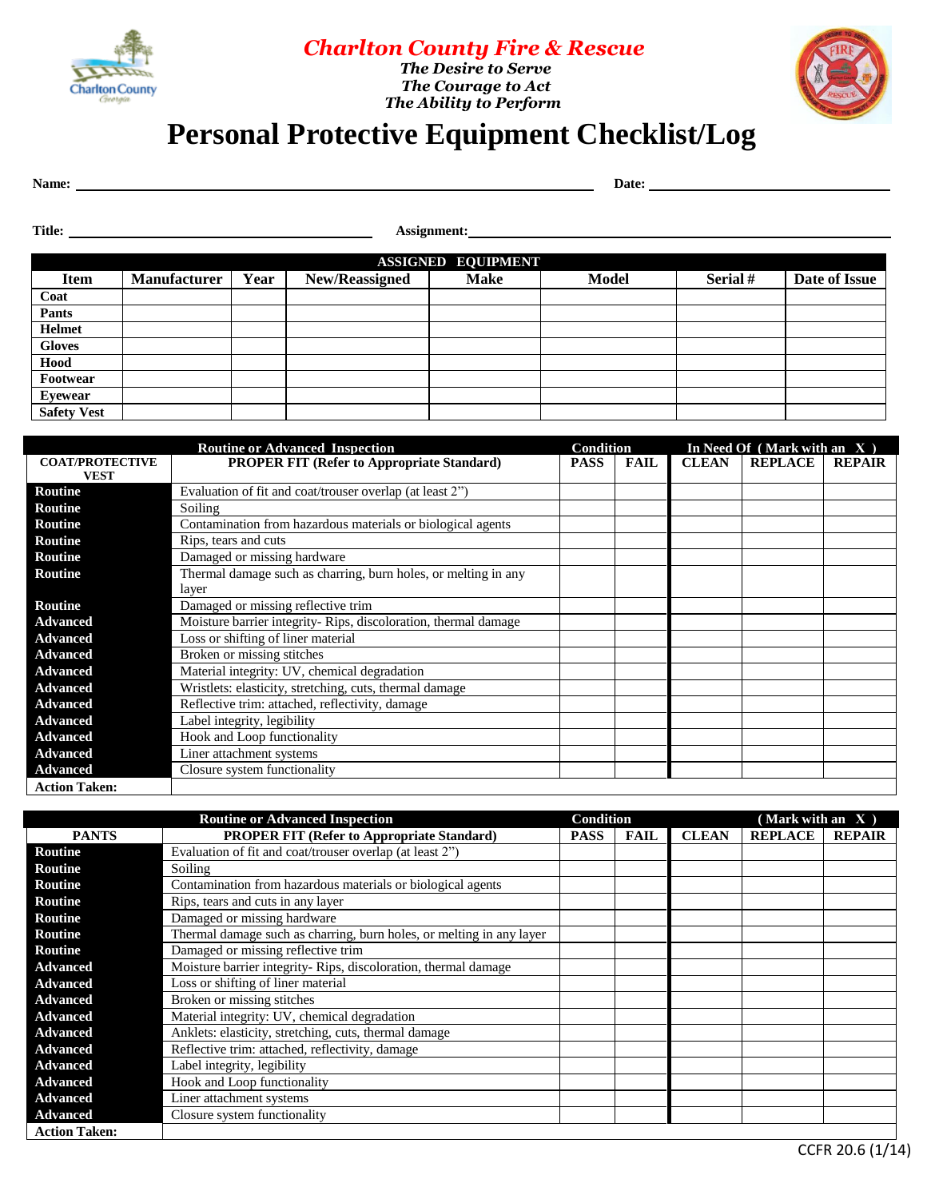## Charlton County Fire & Rescue

***The Desire to Serve***
***The Courage to Act***
***The Ability to Perform***

# Personal Protective Equipment Checklist/Log

**Name:** ______________________________ **Date:** ______________

**Title:** ______________________ **Assignment:** ______________________

| ASSIGNED EQUIPMENT | | | | | | | |
|---|---|---|---|---|---|---|---|
| **Item** | **Manufacturer** | **Year** | **New/Reassigned** | **Make** | **Model** | **Serial #** | **Date of Issue** |
| **Coat** | | | | | | | |
| **Pants** | | | | | | | |
| **Helmet** | | | | | | | |
| **Gloves** | | | | | | | |
| **Hood** | | | | | | | |
| **Footwear** | | | | | | | |
| **Eyewear** | | | | | | | |
| **Safety Vest** | | | | | | | |

| | Routine or Advanced Inspection | Condition | | In Need Of (Mark with an X) | | |
|---|---|---|---|---|---|---|
| **COAT/PROTECTIVE VEST** | **PROPER FIT (Refer to Appropriate Standard)** | **PASS** | **FAIL** | **CLEAN** | **REPLACE** | **REPAIR** |
| **Routine** | Evaluation of fit and coat/trouser overlap (at least 2") | | | | | |
| **Routine** | Soiling | | | | | |
| **Routine** | Contamination from hazardous materials or biological agents | | | | | |
| **Routine** | Rips, tears and cuts | | | | | |
| **Routine** | Damaged or missing hardware | | | | | |
| **Routine** | Thermal damage such as charring, burn holes, or melting in any layer | | | | | |
| **Routine** | Damaged or missing reflective trim | | | | | |
| **Advanced** | Moisture barrier integrity- Rips, discoloration, thermal damage | | | | | |
| **Advanced** | Loss or shifting of liner material | | | | | |
| **Advanced** | Broken or missing stitches | | | | | |
| **Advanced** | Material integrity: UV, chemical degradation | | | | | |
| **Advanced** | Wristlets: elasticity, stretching, cuts, thermal damage | | | | | |
| **Advanced** | Reflective trim: attached, reflectivity, damage | | | | | |
| **Advanced** | Label integrity, legibility | | | | | |
| **Advanced** | Hook and Loop functionality | | | | | |
| **Advanced** | Liner attachment systems | | | | | |
| **Advanced** | Closure system functionality | | | | | |
| **Action Taken:** | | | | | | |

| | Routine or Advanced Inspection | Condition | | (Mark with an X) | | |
|---|---|---|---|---|---|---|
| **PANTS** | **PROPER FIT (Refer to Appropriate Standard)** | **PASS** | **FAIL** | **CLEAN** | **REPLACE** | **REPAIR** |
| **Routine** | Evaluation of fit and coat/trouser overlap (at least 2") | | | | | |
| **Routine** | Soiling | | | | | |
| **Routine** | Contamination from hazardous materials or biological agents | | | | | |
| **Routine** | Rips, tears and cuts in any layer | | | | | |
| **Routine** | Damaged or missing hardware | | | | | |
| **Routine** | Thermal damage such as charring, burn holes, or melting in any layer | | | | | |
| **Routine** | Damaged or missing reflective trim | | | | | |
| **Advanced** | Moisture barrier integrity- Rips, discoloration, thermal damage | | | | | |
| **Advanced** | Loss or shifting of liner material | | | | | |
| **Advanced** | Broken or missing stitches | | | | | |
| **Advanced** | Material integrity: UV, chemical degradation | | | | | |
| **Advanced** | Anklets: elasticity, stretching, cuts, thermal damage | | | | | |
| **Advanced** | Reflective trim: attached, reflectivity, damage | | | | | |
| **Advanced** | Label integrity, legibility | | | | | |
| **Advanced** | Hook and Loop functionality | | | | | |
| **Advanced** | Liner attachment systems | | | | | |
| **Advanced** | Closure system functionality | | | | | |
| **Action Taken:** | | | | | | |

CCFR 20.6 (1/14)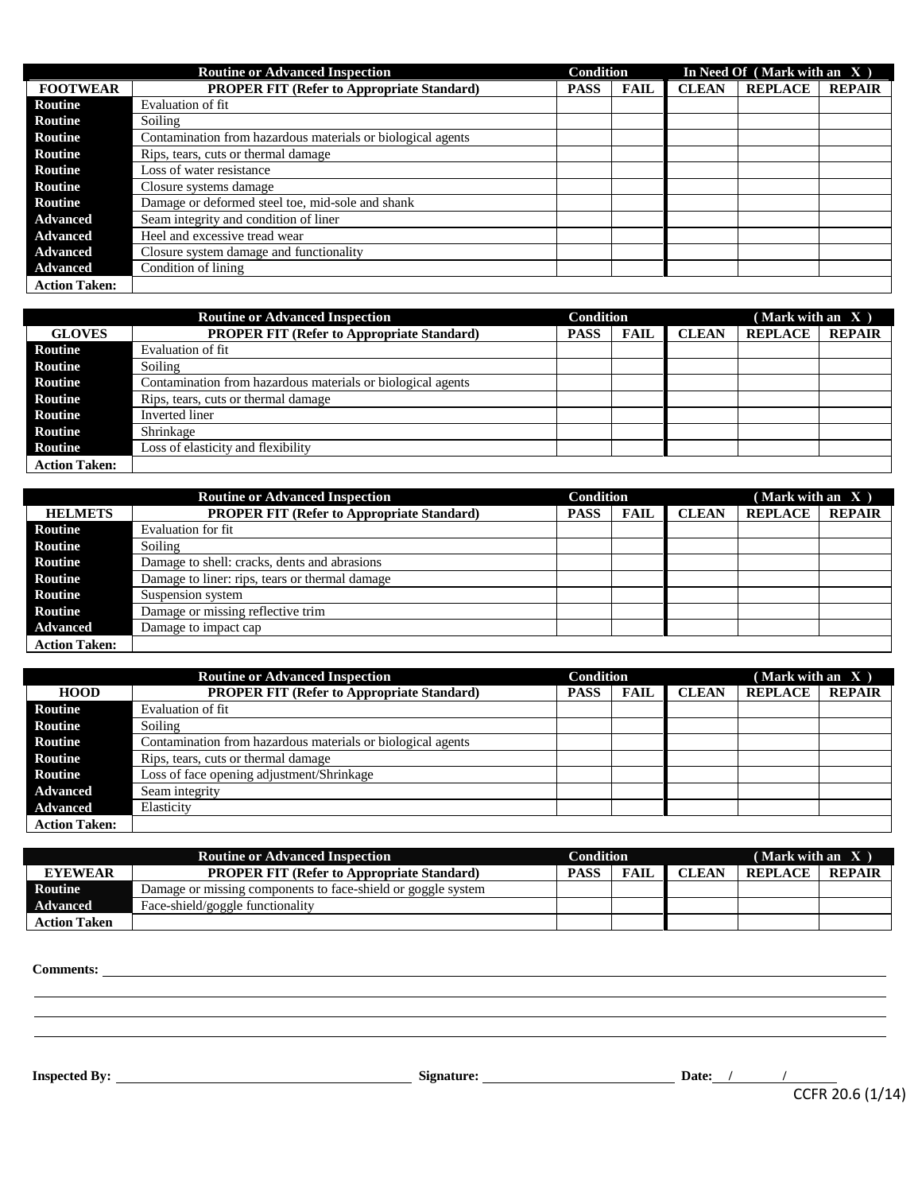| | Routine or Advanced Inspection | Condition | | In Need Of ( Mark with an X ) | | |
|---|---|---|---|---|---|---|
| **FOOTWEAR** | **PROPER FIT (Refer to Appropriate Standard)** | **PASS** | **FAIL** | **CLEAN** | **REPLACE** | **REPAIR** |
| **Routine** | Evaluation of fit | | | | | |
| **Routine** | Soiling | | | | | |
| **Routine** | Contamination from hazardous materials or biological agents | | | | | |
| **Routine** | Rips, tears, cuts or thermal damage | | | | | |
| **Routine** | Loss of water resistance | | | | | |
| **Routine** | Closure systems damage | | | | | |
| **Routine** | Damage or deformed steel toe, mid-sole and shank | | | | | |
| **Advanced** | Seam integrity and condition of liner | | | | | |
| **Advanced** | Heel and excessive tread wear | | | | | |
| **Advanced** | Closure system damage and functionality | | | | | |
| **Advanced** | Condition of lining | | | | | |
| **Action Taken:** | | | | | | |

| | Routine or Advanced Inspection | Condition | | ( Mark with an X ) | | |
|---|---|---|---|---|---|---|
| **GLOVES** | **PROPER FIT (Refer to Appropriate Standard)** | **PASS** | **FAIL** | **CLEAN** | **REPLACE** | **REPAIR** |
| **Routine** | Evaluation of fit | | | | | |
| **Routine** | Soiling | | | | | |
| **Routine** | Contamination from hazardous materials or biological agents | | | | | |
| **Routine** | Rips, tears, cuts or thermal damage | | | | | |
| **Routine** | Inverted liner | | | | | |
| **Routine** | Shrinkage | | | | | |
| **Routine** | Loss of elasticity and flexibility | | | | | |
| **Action Taken:** | | | | | | |

| | Routine or Advanced Inspection | Condition | | ( Mark with an X ) | | |
|---|---|---|---|---|---|---|
| **HELMETS** | **PROPER FIT (Refer to Appropriate Standard)** | **PASS** | **FAIL** | **CLEAN** | **REPLACE** | **REPAIR** |
| **Routine** | Evaluation for fit | | | | | |
| **Routine** | Soiling | | | | | |
| **Routine** | Damage to shell: cracks, dents and abrasions | | | | | |
| **Routine** | Damage to liner: rips, tears or thermal damage | | | | | |
| **Routine** | Suspension system | | | | | |
| **Routine** | Damage or missing reflective trim | | | | | |
| **Advanced** | Damage to impact cap | | | | | |
| **Action Taken:** | | | | | | |

| | Routine or Advanced Inspection | Condition | | ( Mark with an X ) | | |
|---|---|---|---|---|---|---|
| **HOOD** | **PROPER FIT (Refer to Appropriate Standard)** | **PASS** | **FAIL** | **CLEAN** | **REPLACE** | **REPAIR** |
| **Routine** | Evaluation of fit | | | | | |
| **Routine** | Soiling | | | | | |
| **Routine** | Contamination from hazardous materials or biological agents | | | | | |
| **Routine** | Rips, tears, cuts or thermal damage | | | | | |
| **Routine** | Loss of face opening adjustment/Shrinkage | | | | | |
| **Advanced** | Seam integrity | | | | | |
| **Advanced** | Elasticity | | | | | |
| **Action Taken:** | | | | | | |

| | Routine or Advanced Inspection | Condition | | ( Mark with an X ) | | |
|---|---|---|---|---|---|---|
| **EYEWEAR** | **PROPER FIT (Refer to Appropriate Standard)** | **PASS** | **FAIL** | **CLEAN** | **REPLACE** | **REPAIR** |
| **Routine** | Damage or missing components to face-shield or goggle system | | | | | |
| **Advanced** | Face-shield/goggle functionality | | | | | |
| **Action Taken** | | | | | | |

**Comments:** ______________________________________________

______________________________________________

______________________________________________

______________________________________________

**Inspected By:** ____________________ **Signature:** ____________________ **Date:** ___/___/___

CCFR 20.6 (1/14)